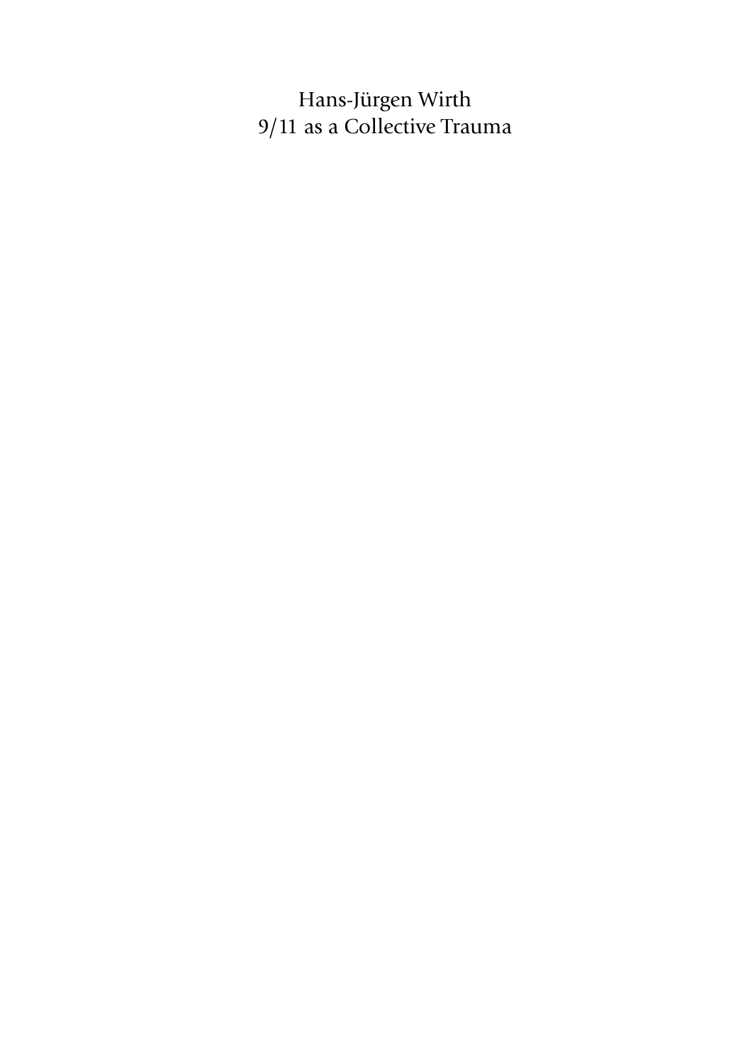Hans-Jürgen Wirth
9/11 as a Collective Trauma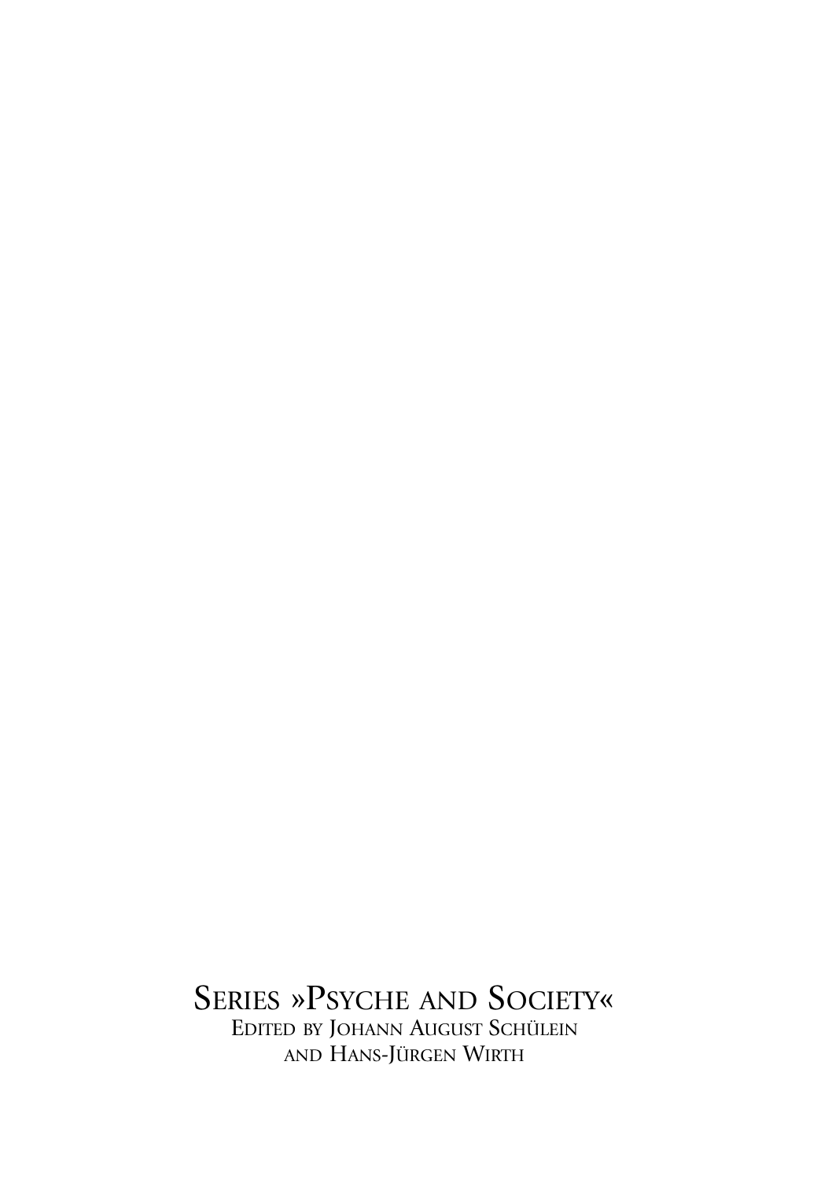Series »Psyche and Society«

Edited by Johann August Schülein and Hans-Jürgen Wirth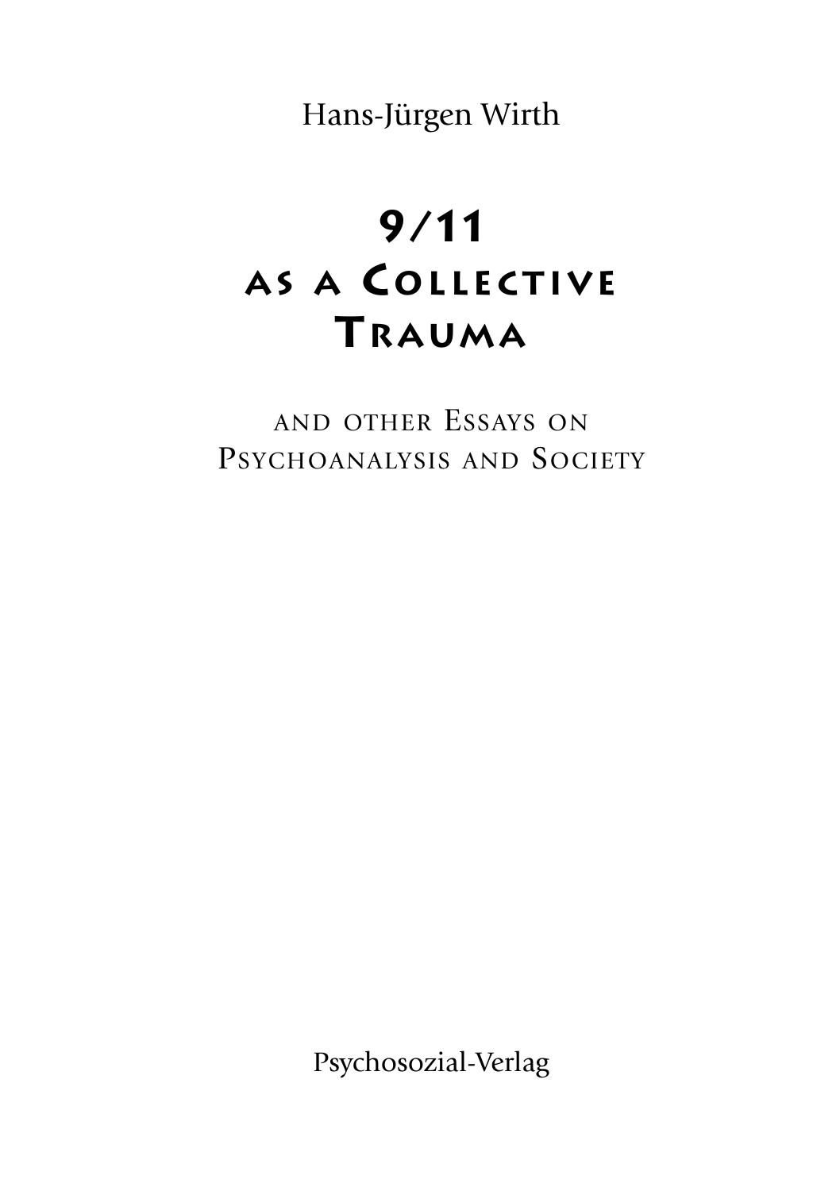Hans-Jürgen Wirth

# 9/11 as a Collective Trauma

## and other Essays on Psychoanalysis and Society

Psychosozial-Verlag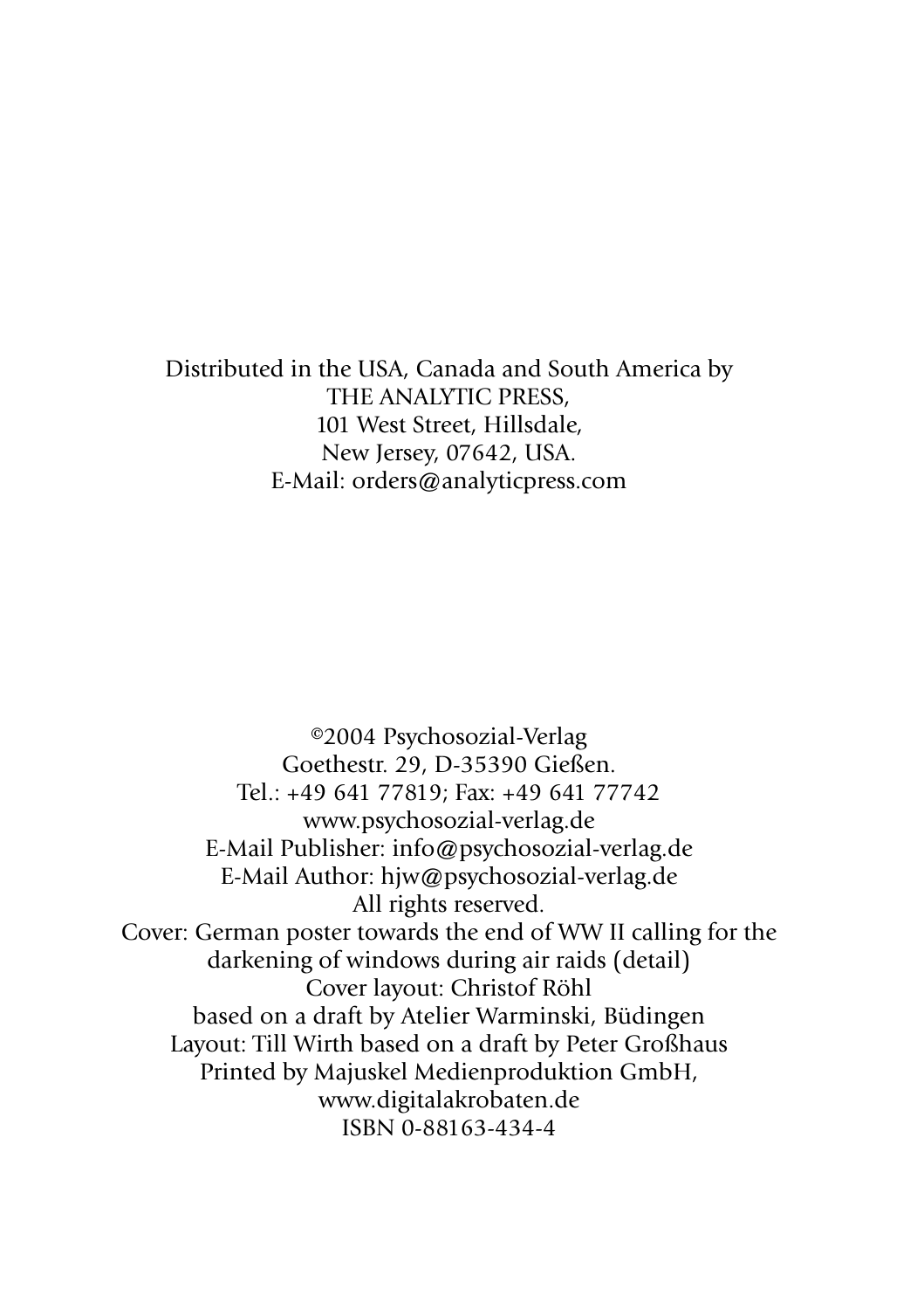Distributed in the USA, Canada and South America by
THE ANALYTIC PRESS,
101 West Street, Hillsdale,
New Jersey, 07642, USA.
E-Mail: orders@analyticpress.com

©2004 Psychosozial-Verlag
Goethestr. 29, D-35390 Gießen.
Tel.: +49 641 77819; Fax: +49 641 77742
www.psychosozial-verlag.de
E-Mail Publisher: info@psychosozial-verlag.de
E-Mail Author: hjw@psychosozial-verlag.de
All rights reserved.
Cover: German poster towards the end of WW II calling for the darkening of windows during air raids (detail)
Cover layout: Christof Röhl
based on a draft by Atelier Warminski, Büdingen
Layout: Till Wirth based on a draft by Peter Großhaus
Printed by Majuskel Medienproduktion GmbH,
www.digitalakrobaten.de
ISBN 0-88163-434-4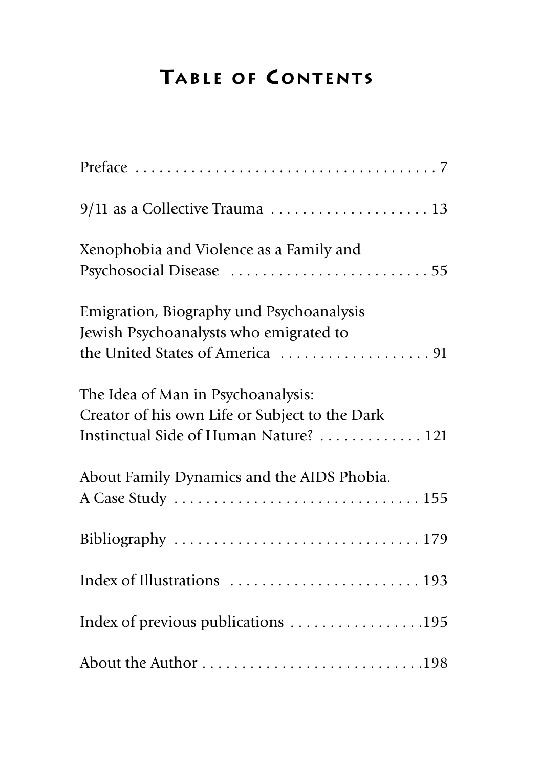# Table of Contents

Preface . . . . . . . . . . . . . . . . . . . . . . . . . . . . . . . . . . . . . . . 7

9/11 as a Collective Trauma . . . . . . . . . . . . . . . . . . . . 13

Xenophobia and Violence as a Family and
Psychosocial Disease . . . . . . . . . . . . . . . . . . . . . . . . . . 55

Emigration, Biography und Psychoanalysis
Jewish Psychoanalysts who emigrated to
the United States of America . . . . . . . . . . . . . . . . . . . 91

The Idea of Man in Psychoanalysis:
Creator of his own Life or Subject to the Dark
Instinctual Side of Human Nature? . . . . . . . . . . . . . 121

About Family Dynamics and the AIDS Phobia.
A Case Study . . . . . . . . . . . . . . . . . . . . . . . . . . . . . . . 155

Bibliography . . . . . . . . . . . . . . . . . . . . . . . . . . . . . . . 179

Index of Illustrations . . . . . . . . . . . . . . . . . . . . . . . . 193

Index of previous publications . . . . . . . . . . . . . . . . .195

About the Author . . . . . . . . . . . . . . . . . . . . . . . . . . . .198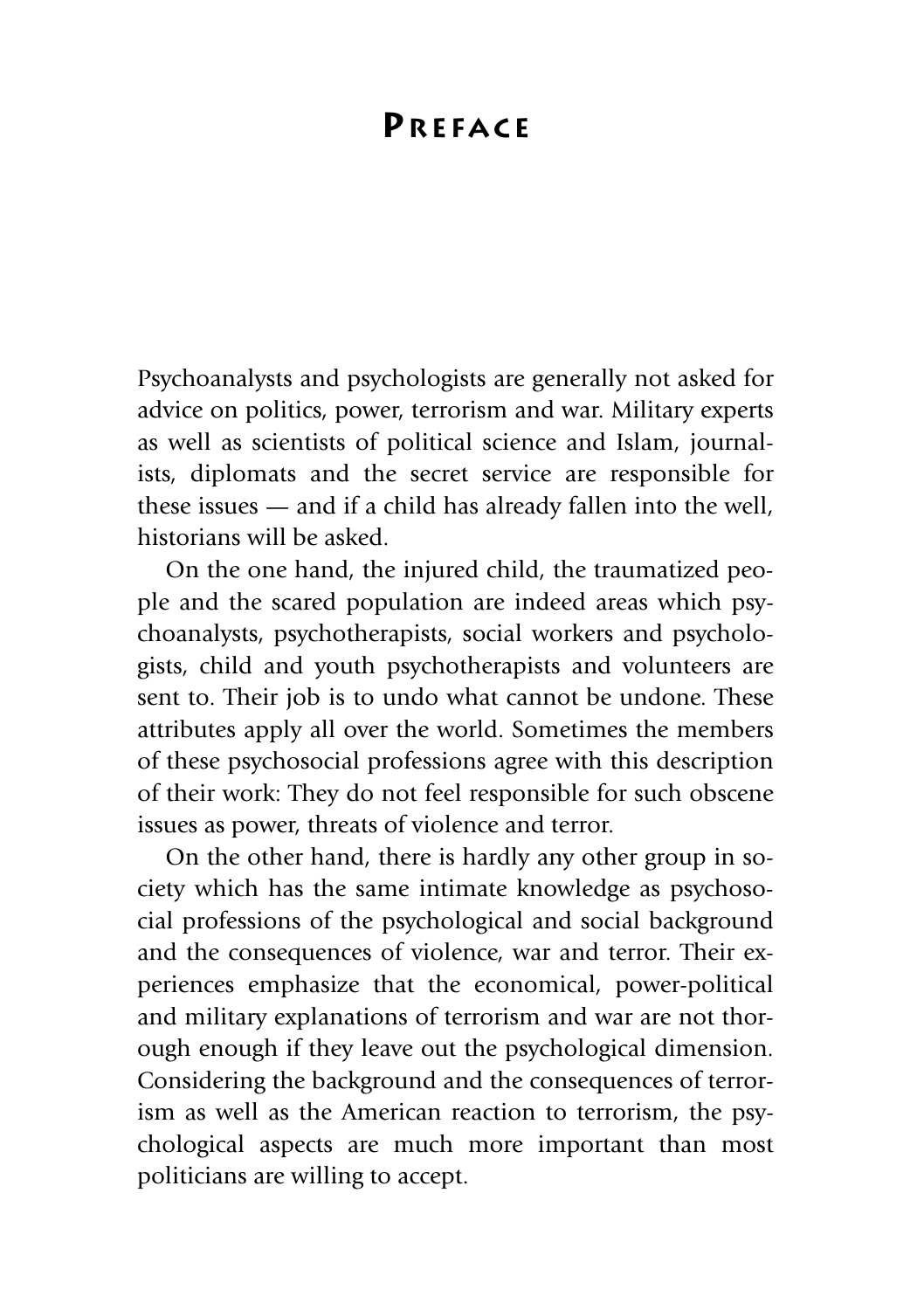# Preface

Psychoanalysts and psychologists are generally not asked for advice on politics, power, terrorism and war. Military experts as well as scientists of political science and Islam, journalists, diplomats and the secret service are responsible for these issues — and if a child has already fallen into the well, historians will be asked.

On the one hand, the injured child, the traumatized people and the scared population are indeed areas which psychoanalysts, psychotherapists, social workers and psychologists, child and youth psychotherapists and volunteers are sent to. Their job is to undo what cannot be undone. These attributes apply all over the world. Sometimes the members of these psychosocial professions agree with this description of their work: They do not feel responsible for such obscene issues as power, threats of violence and terror.

On the other hand, there is hardly any other group in society which has the same intimate knowledge as psychosocial professions of the psychological and social background and the consequences of violence, war and terror. Their experiences emphasize that the economical, power-political and military explanations of terrorism and war are not thorough enough if they leave out the psychological dimension. Considering the background and the consequences of terrorism as well as the American reaction to terrorism, the psychological aspects are much more important than most politicians are willing to accept.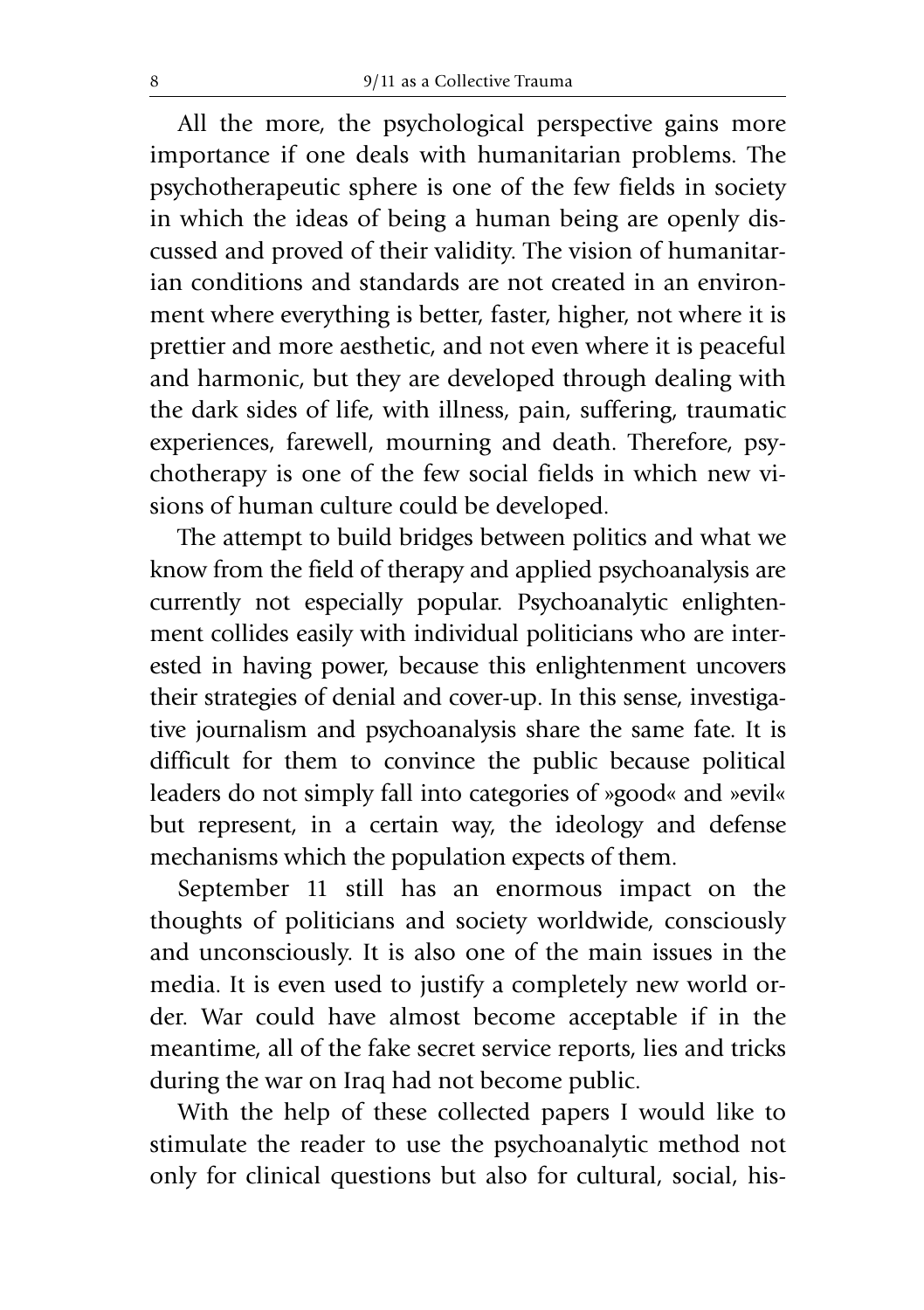All the more, the psychological perspective gains more importance if one deals with humanitarian problems. The psychotherapeutic sphere is one of the few fields in society in which the ideas of being a human being are openly discussed and proved of their validity. The vision of humanitarian conditions and standards are not created in an environment where everything is better, faster, higher, not where it is prettier and more aesthetic, and not even where it is peaceful and harmonic, but they are developed through dealing with the dark sides of life, with illness, pain, suffering, traumatic experiences, farewell, mourning and death. Therefore, psychotherapy is one of the few social fields in which new visions of human culture could be developed.

The attempt to build bridges between politics and what we know from the field of therapy and applied psychoanalysis are currently not especially popular. Psychoanalytic enlightenment collides easily with individual politicians who are interested in having power, because this enlightenment uncovers their strategies of denial and cover-up. In this sense, investigative journalism and psychoanalysis share the same fate. It is difficult for them to convince the public because political leaders do not simply fall into categories of »good« and »evil« but represent, in a certain way, the ideology and defense mechanisms which the population expects of them.

September 11 still has an enormous impact on the thoughts of politicians and society worldwide, consciously and unconsciously. It is also one of the main issues in the media. It is even used to justify a completely new world order. War could have almost become acceptable if in the meantime, all of the fake secret service reports, lies and tricks during the war on Iraq had not become public.

With the help of these collected papers I would like to stimulate the reader to use the psychoanalytic method not only for clinical questions but also for cultural, social, his-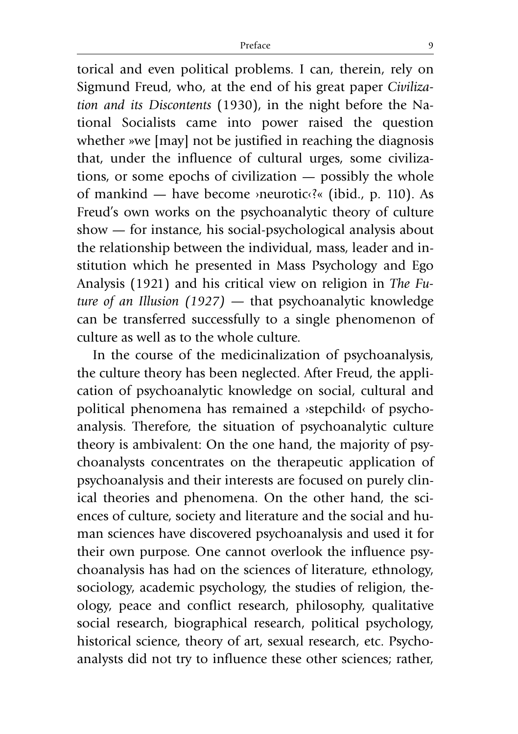torical and even political problems. I can, therein, rely on Sigmund Freud, who, at the end of his great paper *Civilization and its Discontents* (1930), in the night before the National Socialists came into power raised the question whether »we [may] not be justified in reaching the diagnosis that, under the influence of cultural urges, some civilizations, or some epochs of civilization — possibly the whole of mankind — have become ›neurotic‹?« (ibid., p. 110). As Freud's own works on the psychoanalytic theory of culture show — for instance, his social-psychological analysis about the relationship between the individual, mass, leader and institution which he presented in Mass Psychology and Ego Analysis (1921) and his critical view on religion in *The Future of an Illusion (1927)* — that psychoanalytic knowledge can be transferred successfully to a single phenomenon of culture as well as to the whole culture.

In the course of the medicinalization of psychoanalysis, the culture theory has been neglected. After Freud, the application of psychoanalytic knowledge on social, cultural and political phenomena has remained a ›stepchild‹ of psychoanalysis. Therefore, the situation of psychoanalytic culture theory is ambivalent: On the one hand, the majority of psychoanalysts concentrates on the therapeutic application of psychoanalysis and their interests are focused on purely clinical theories and phenomena. On the other hand, the sciences of culture, society and literature and the social and human sciences have discovered psychoanalysis and used it for their own purpose. One cannot overlook the influence psychoanalysis has had on the sciences of literature, ethnology, sociology, academic psychology, the studies of religion, theology, peace and conflict research, philosophy, qualitative social research, biographical research, political psychology, historical science, theory of art, sexual research, etc. Psychoanalysts did not try to influence these other sciences; rather,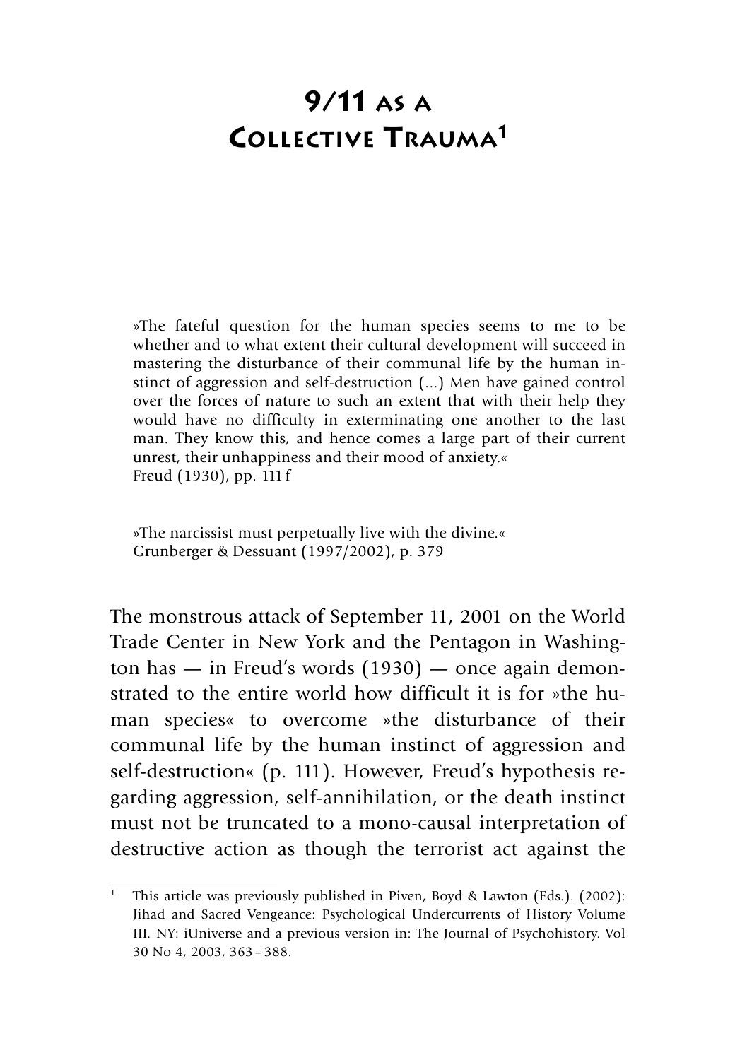# 9/11 AS A COLLECTIVE TRAUMA[1]

»The fateful question for the human species seems to me to be whether and to what extent their cultural development will succeed in mastering the disturbance of their communal life by the human instinct of aggression and self-destruction (...) Men have gained control over the forces of nature to such an extent that with their help they would have no difficulty in exterminating one another to the last man. They know this, and hence comes a large part of their current unrest, their unhappiness and their mood of anxiety.«
Freud (1930), pp. 111 f

»The narcissist must perpetually live with the divine.«
Grunberger & Dessuant (1997/2002), p. 379

The monstrous attack of September 11, 2001 on the World Trade Center in New York and the Pentagon in Washington has — in Freud's words (1930) — once again demonstrated to the entire world how difficult it is for »the human species« to overcome »the disturbance of their communal life by the human instinct of aggression and self-destruction« (p. 111). However, Freud's hypothesis regarding aggression, self-annihilation, or the death instinct must not be truncated to a mono-causal interpretation of destructive action as though the terrorist act against the

[1] This article was previously published in Piven, Boyd & Lawton (Eds.). (2002): Jihad and Sacred Vengeance: Psychological Undercurrents of History Volume III. NY: iUniverse and a previous version in: The Journal of Psychohistory. Vol 30 No 4, 2003, 363 – 388.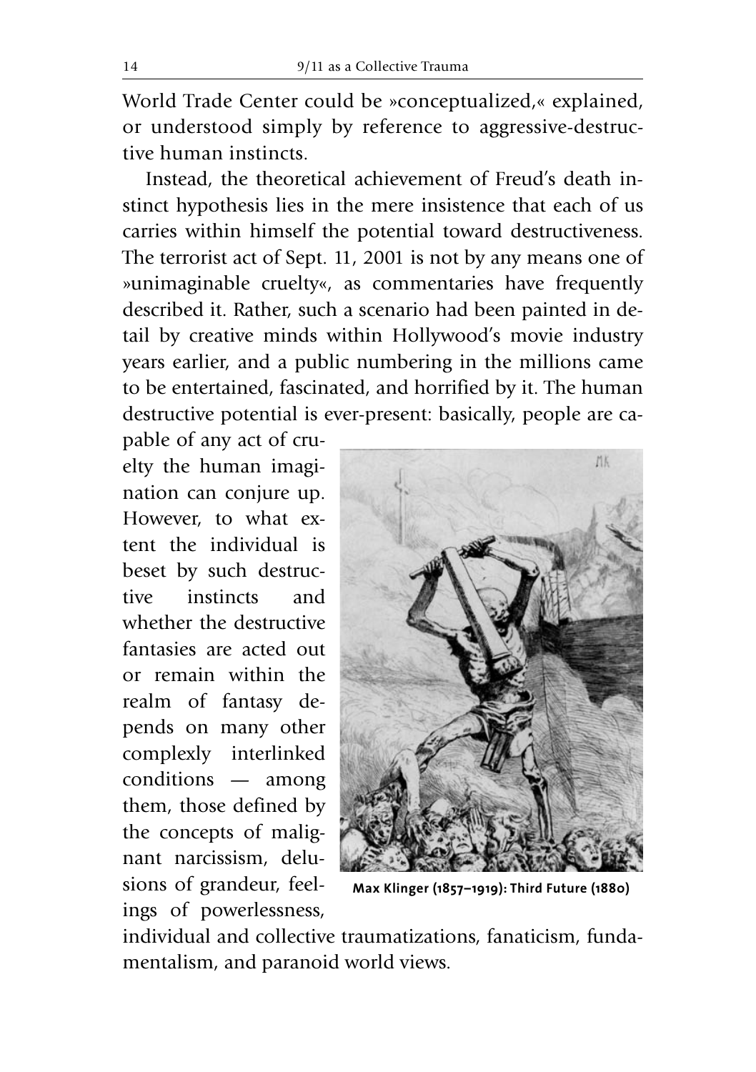World Trade Center could be »conceptualized,« explained, or understood simply by reference to aggressive-destructive human instincts.

Instead, the theoretical achievement of Freud's death instinct hypothesis lies in the mere insistence that each of us carries within himself the potential toward destructiveness. The terrorist act of Sept. 11, 2001 is not by any means one of »unimaginable cruelty«, as commentaries have frequently described it. Rather, such a scenario had been painted in detail by creative minds within Hollywood's movie industry years earlier, and a public numbering in the millions came to be entertained, fascinated, and horrified by it. The human destructive potential is ever-present: basically, people are capable of any act of cruelty the human imagination can conjure up. However, to what extent the individual is beset by such destructive instincts and whether the destructive fantasies are acted out or remain within the realm of fantasy depends on many other complexly interlinked conditions — among them, those defined by the concepts of malignant narcissism, delusions of grandeur, feelings of powerlessness, individual and collective traumatizations, fanaticism, fundamentalism, and paranoid world views.

**Max Klinger (1857–1919): Third Future (1880)**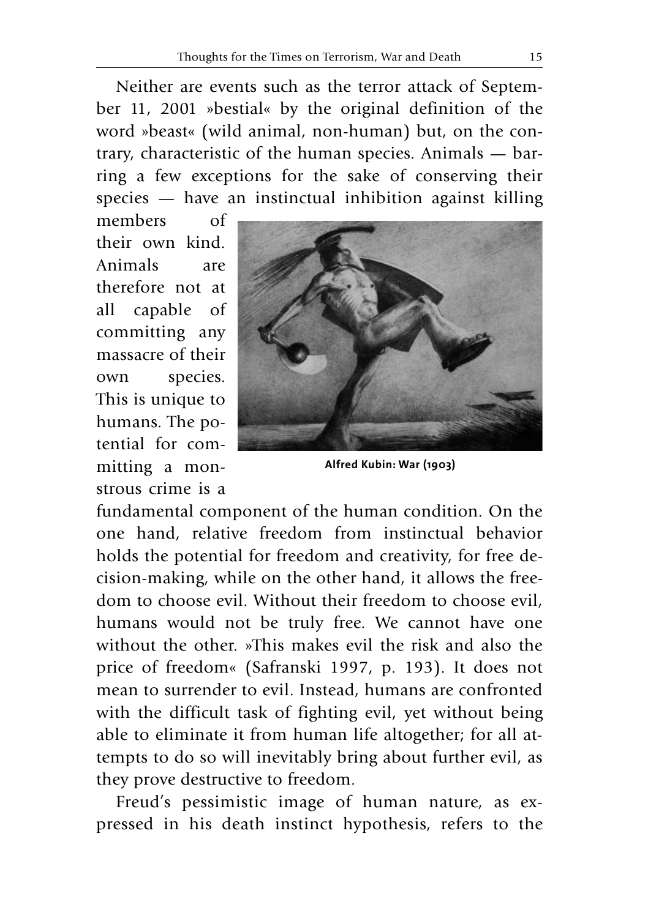Neither are events such as the terror attack of September 11, 2001 »bestial« by the original definition of the word »beast« (wild animal, non-human) but, on the contrary, characteristic of the human species. Animals — barring a few exceptions for the sake of conserving their species — have an instinctual inhibition against killing members of their own kind. Animals are therefore not at all capable of committing any massacre of their own species. This is unique to humans. The potential for committing a monstrous crime is a fundamental component of the human condition. On the one hand, relative freedom from instinctual behavior holds the potential for freedom and creativity, for free decision-making, while on the other hand, it allows the freedom to choose evil. Without their freedom to choose evil, humans would not be truly free. We cannot have one without the other. »This makes evil the risk and also the price of freedom« (Safranski 1997, p. 193). It does not mean to surrender to evil. Instead, humans are confronted with the difficult task of fighting evil, yet without being able to eliminate it from human life altogether; for all attempts to do so will inevitably bring about further evil, as they prove destructive to freedom.

**Alfred Kubin: War (1903)**

Freud's pessimistic image of human nature, as expressed in his death instinct hypothesis, refers to the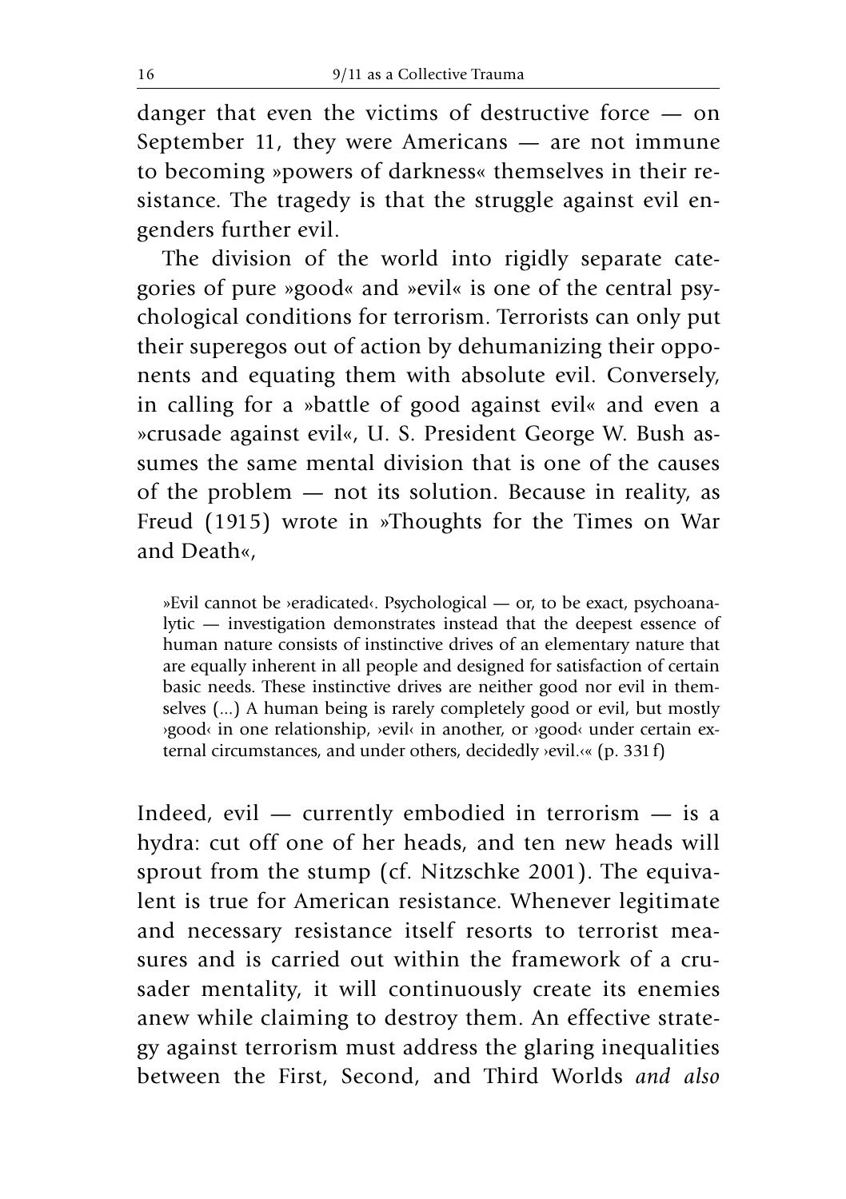danger that even the victims of destructive force — on September 11, they were Americans — are not immune to becoming »powers of darkness« themselves in their resistance. The tragedy is that the struggle against evil engenders further evil.

The division of the world into rigidly separate categories of pure »good« and »evil« is one of the central psychological conditions for terrorism. Terrorists can only put their superegos out of action by dehumanizing their opponents and equating them with absolute evil. Conversely, in calling for a »battle of good against evil« and even a »crusade against evil«, U. S. President George W. Bush assumes the same mental division that is one of the causes of the problem — not its solution. Because in reality, as Freud (1915) wrote in »Thoughts for the Times on War and Death«,

> »Evil cannot be ›eradicated‹. Psychological — or, to be exact, psychoanalytic — investigation demonstrates instead that the deepest essence of human nature consists of instinctive drives of an elementary nature that are equally inherent in all people and designed for satisfaction of certain basic needs. These instinctive drives are neither good nor evil in themselves (...) A human being is rarely completely good or evil, but mostly ›good‹ in one relationship, ›evil‹ in another, or ›good‹ under certain external circumstances, and under others, decidedly ›evil.‹« (p. 331 f)

Indeed, evil — currently embodied in terrorism — is a hydra: cut off one of her heads, and ten new heads will sprout from the stump (cf. Nitzschke 2001). The equivalent is true for American resistance. Whenever legitimate and necessary resistance itself resorts to terrorist measures and is carried out within the framework of a crusader mentality, it will continuously create its enemies anew while claiming to destroy them. An effective strategy against terrorism must address the glaring inequalities between the First, Second, and Third Worlds *and also*